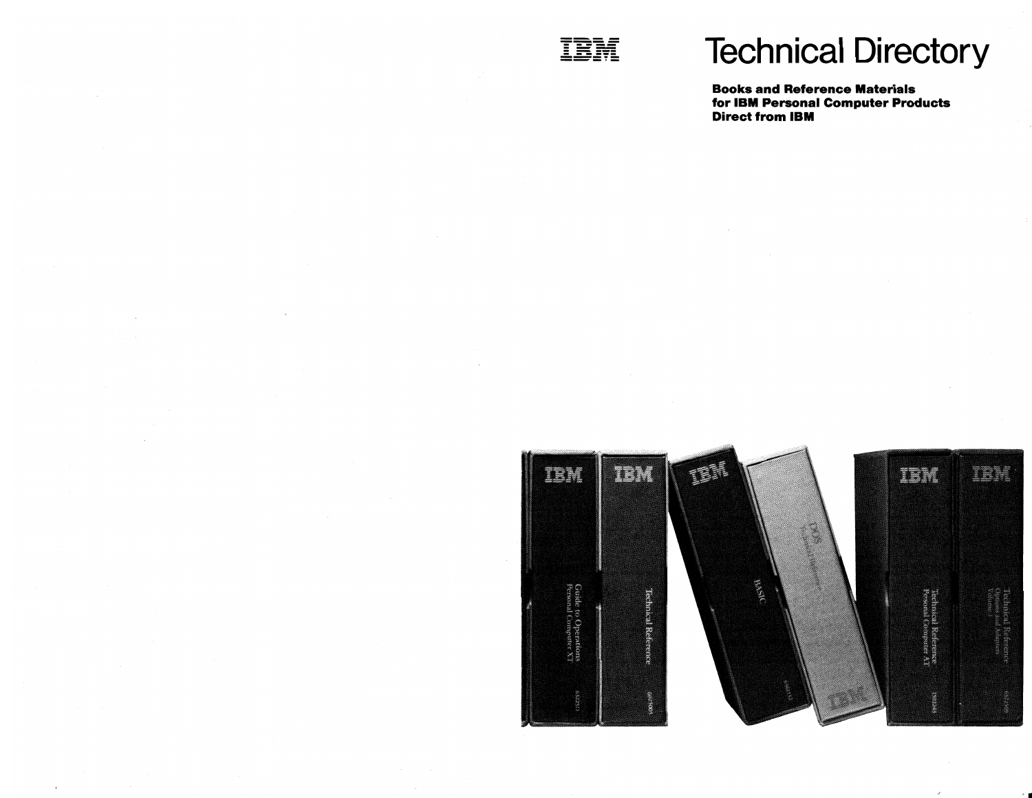IBM

# Technical Directory

**Books and Reference Materials for IBM Personal Computer Products Direct from IBM**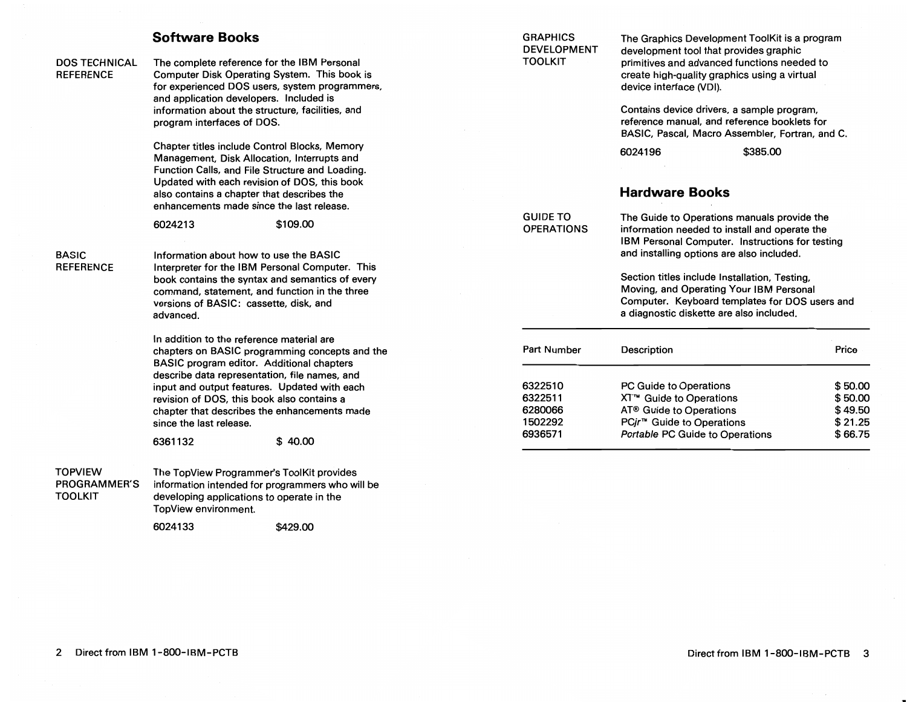## Software Books

**DOS TECHNICAL REFERENCE**

The complete reference for the IBM Personal Computer Disk Operating System. This book is for experienced DOS users, system programmers, and application developers. Included is information about the structure, facilities, and program interfaces of DOS.

Chapter titles include Control Blocks, Memory Management, Disk Allocation, Interrupts and Function Calls, and File Structure and Loading. Updated with each revision of DOS, this book also contains a chapter that describes the enhancements made since the last release.

6024213 $109.00

**BASIC REFERENCE**

Information about how to use the BASIC Interpreter for the IBM Personal Computer. This book contains the syntax and semantics of every command, statement, and function in the three versions of BASIC: cassette, disk, and advanced.

In addition to the reference material are chapters on BASIC programming concepts and the BASIC program editor. Additional chapters describe data representation, file names, and input and output features. Updated with each revision of DOS, this book also contains a chapter that describes the enhancements made since the last release.

6361132 $ 40.00

**TOPVIEW PROGRAMMER'S TOOLKIT**

The TopView Programmer's ToolKit provides information intended for programmers who will be developing applications to operate in the TopView environment.

6024133 $429.00

**GRAPHICS DEVELOPMENT TOOLKIT**

The Graphics Development ToolKit is a program development tool that provides graphic primitives and advanced functions needed to create high-quality graphics using a virtual device interface (VDI).

Contains device drivers, a sample program, reference manual, and reference booklets for BASIC, Pascal, Macro Assembler, Fortran, and C.

6024196 $385.00

## Hardware Books

**GUIDE TO OPERATIONS**

The Guide to Operations manuals provide the information needed to install and operate the IBM Personal Computer. Instructions for testing and installing options are also included.

Section titles include Installation, Testing, Moving, and Operating Your IBM Personal Computer. Keyboard templates for DOS users and a diagnostic diskette are also included.

| Part Number | Description | Price |
|---|---|---|
| 6322510 | PC Guide to Operations | $ 50.00 |
| 6322511 | XT™ Guide to Operations | $ 50.00 |
| 6280066 | AT® Guide to Operations | $ 49.50 |
| 1502292 | PC*jr*™ Guide to Operations | $ 21.25 |
| 6936571 | *Portable* PC Guide to Operations | $ 66.75 |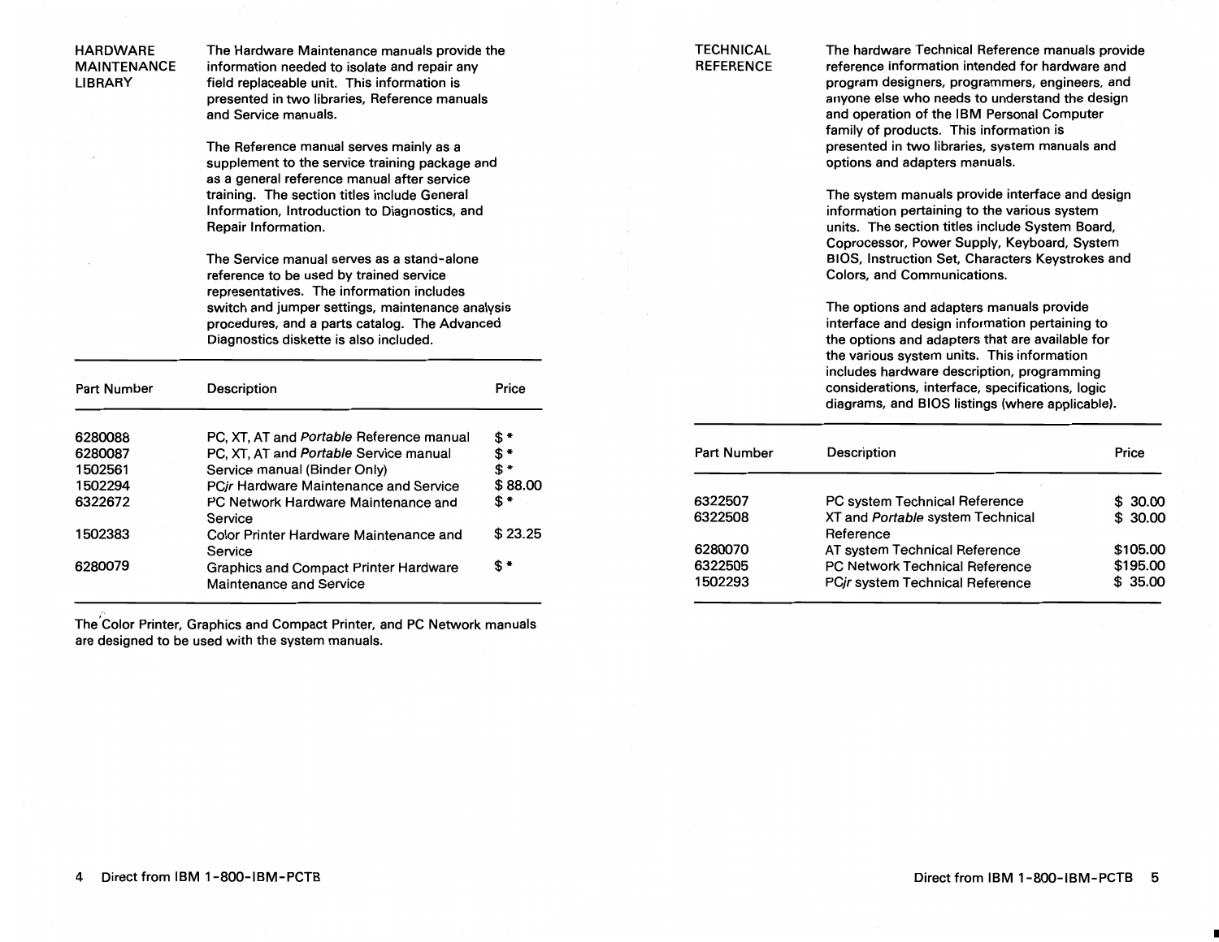## HARDWARE MAINTENANCE LIBRARY

The Hardware Maintenance manuals provide the information needed to isolate and repair any field replaceable unit. This information is presented in two libraries, Reference manuals and Service manuals.

The Reference manual serves mainly as a supplement to the service training package and as a general reference manual after service training. The section titles include General Information, Introduction to Diagnostics, and Repair Information.

The Service manual serves as a stand-alone reference to be used by trained service representatives. The information includes switch and jumper settings, maintenance analysis procedures, and a parts catalog. The Advanced Diagnostics diskette is also included.

| Part Number | Description | Price |
|---|---|---|
| 6280088 | PC, XT, AT and *Portable* Reference manual | $ * |
| 6280087 | PC, XT, AT and *Portable* Service manual | $ * |
| 1502561 | Service manual (Binder Only) | $ * |
| 1502294 | PC*jr* Hardware Maintenance and Service | $ 88.00 |
| 6322672 | PC Network Hardware Maintenance and Service | $ * |
| 1502383 | Color Printer Hardware Maintenance and Service | $ 23.25 |
| 6280079 | Graphics and Compact Printer Hardware Maintenance and Service | $ * |

The Color Printer, Graphics and Compact Printer, and PC Network manuals are designed to be used with the system manuals.

## TECHNICAL REFERENCE

The hardware Technical Reference manuals provide reference information intended for hardware and program designers, programmers, engineers, and anyone else who needs to understand the design and operation of the IBM Personal Computer family of products. This information is presented in two libraries, system manuals and options and adapters manuals.

The system manuals provide interface and design information pertaining to the various system units. The section titles include System Board, Coprocessor, Power Supply, Keyboard, System BIOS, Instruction Set, Characters Keystrokes and Colors, and Communications.

The options and adapters manuals provide interface and design information pertaining to the options and adapters that are available for the various system units. This information includes hardware description, programming considerations, interface, specifications, logic diagrams, and BIOS listings (where applicable).

| Part Number | Description | Price |
|---|---|---|
| 6322507 | PC system Technical Reference | $ 30.00 |
| 6322508 | XT and *Portable* system Technical Reference | $ 30.00 |
| 6280070 | AT system Technical Reference | $105.00 |
| 6322505 | PC Network Technical Reference | $195.00 |
| 1502293 | PC*jr* system Technical Reference | $ 35.00 |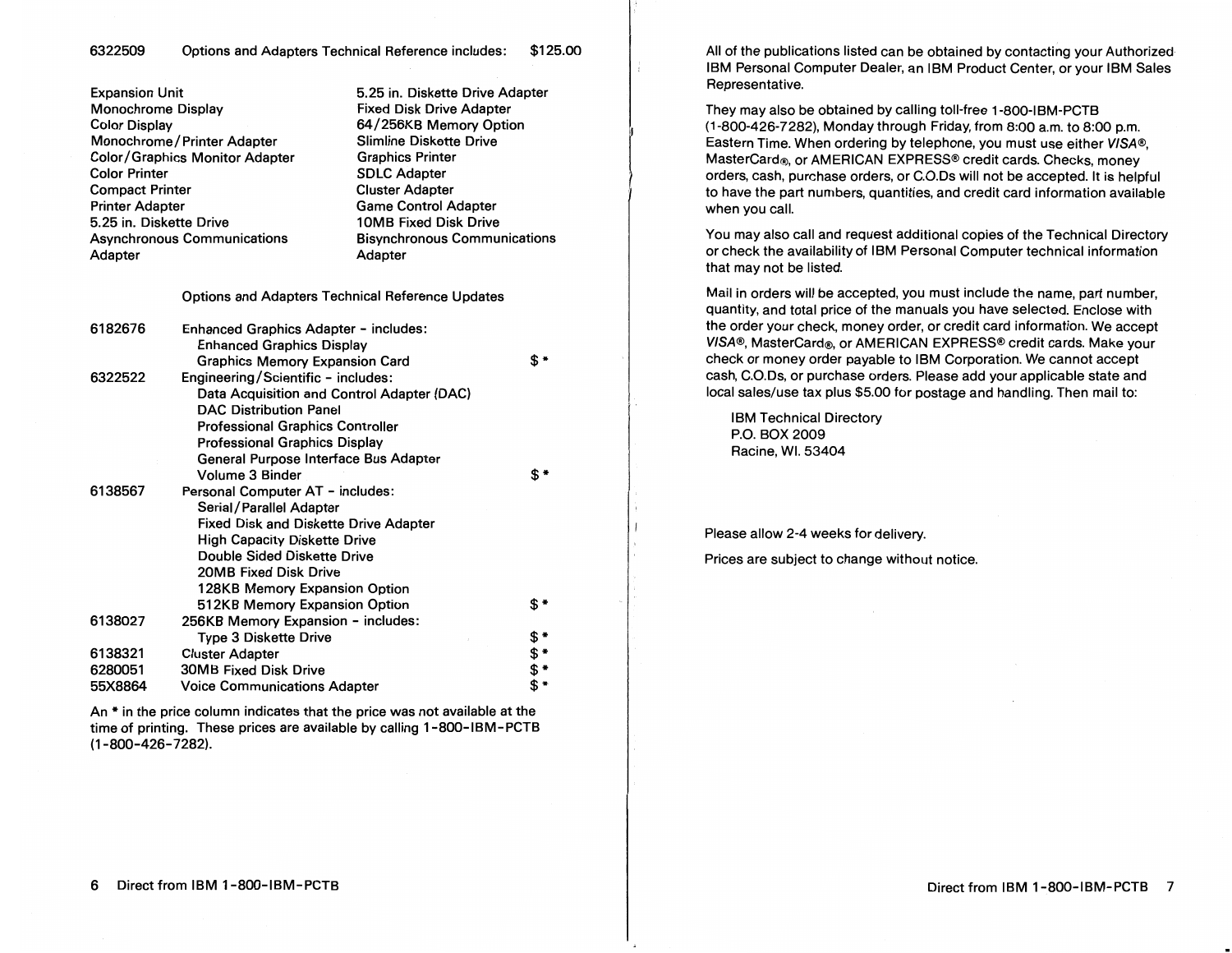6322509 Options and Adapters Technical Reference includes: $125.00

| | |
|---|---|
| Expansion Unit | 5.25 in. Diskette Drive Adapter |
| Monochrome Display | Fixed Disk Drive Adapter |
| Color Display | 64/256KB Memory Option |
| Monochrome/Printer Adapter | Slimline Diskette Drive |
| Color/Graphics Monitor Adapter | Graphics Printer |
| Color Printer | SDLC Adapter |
| Compact Printer | Cluster Adapter |
| Printer Adapter | Game Control Adapter |
| 5.25 in. Diskette Drive | 10MB Fixed Disk Drive |
| Asynchronous Communications Adapter | Bisynchronous Communications Adapter |

Options and Adapters Technical Reference Updates

| Part Number | Description | Price |
|---|---|---|
| 6182676 | Enhanced Graphics Adapter - includes:<br>Enhanced Graphics Display<br>Graphics Memory Expansion Card | $ * |
| 6322522 | Engineering/Scientific - includes:<br>Data Acquisition and Control Adapter (DAC)<br>DAC Distribution Panel<br>Professional Graphics Controller<br>Professional Graphics Display<br>General Purpose Interface Bus Adapter<br>Volume 3 Binder | $ * |
| 6138567 | Personal Computer AT - includes:<br>Serial/Parallel Adapter<br>Fixed Disk and Diskette Drive Adapter<br>High Capacity Diskette Drive<br>Double Sided Diskette Drive<br>20MB Fixed Disk Drive<br>128KB Memory Expansion Option<br>512KB Memory Expansion Option | $ * |
| 6138027 | 256KB Memory Expansion - includes:<br>Type 3 Diskette Drive | $ * |
| 6138321 | Cluster Adapter | $ * |
| 6280051 | 30MB Fixed Disk Drive | $ * |
| 55X8864 | Voice Communications Adapter | $ * |

An * in the price column indicates that the price was not available at the time of printing. These prices are available by calling 1-800-IBM-PCTB (1-800-426-7282).

All of the publications listed can be obtained by contacting your Authorized IBM Personal Computer Dealer, an IBM Product Center, or your IBM Sales Representative.

They may also be obtained by calling toll-free 1-800-IBM-PCTB (1-800-426-7282), Monday through Friday, from 8:00 a.m. to 8:00 p.m. Eastern Time. When ordering by telephone, you must use either *VISA®*, MasterCard®, or AMERICAN EXPRESS® credit cards. Checks, money orders, cash, purchase orders, or C.O.Ds will not be accepted. It is helpful to have the part numbers, quantities, and credit card information available when you call.

You may also call and request additional copies of the Technical Directory or check the availability of IBM Personal Computer technical information that may not be listed.

Mail in orders will be accepted, you must include the name, part number, quantity, and total price of the manuals you have selected. Enclose with the order your check, money order, or credit card information. We accept *VISA®*, MasterCard®, or AMERICAN EXPRESS® credit cards. Make your check or money order payable to IBM Corporation. We cannot accept cash, C.O.Ds, or purchase orders. Please add your applicable state and local sales/use tax plus $5.00 for postage and handling. Then mail to:

IBM Technical Directory
P.O. BOX 2009
Racine, WI. 53404

Please allow 2-4 weeks for delivery.

Prices are subject to change without notice.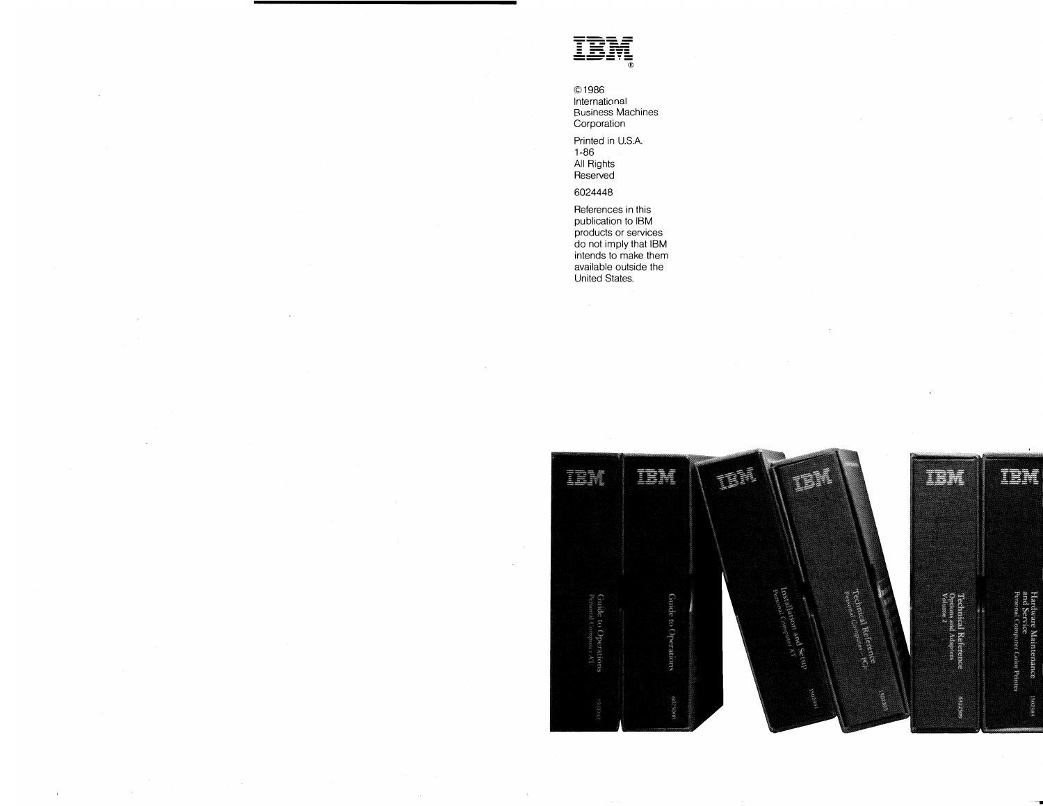IBM®

©1986
International
Business Machines
Corporation

Printed in U.S.A.
1-86
All Rights
Reserved

6024448

References in this publication to IBM products or services do not imply that IBM intends to make them available outside the United States.